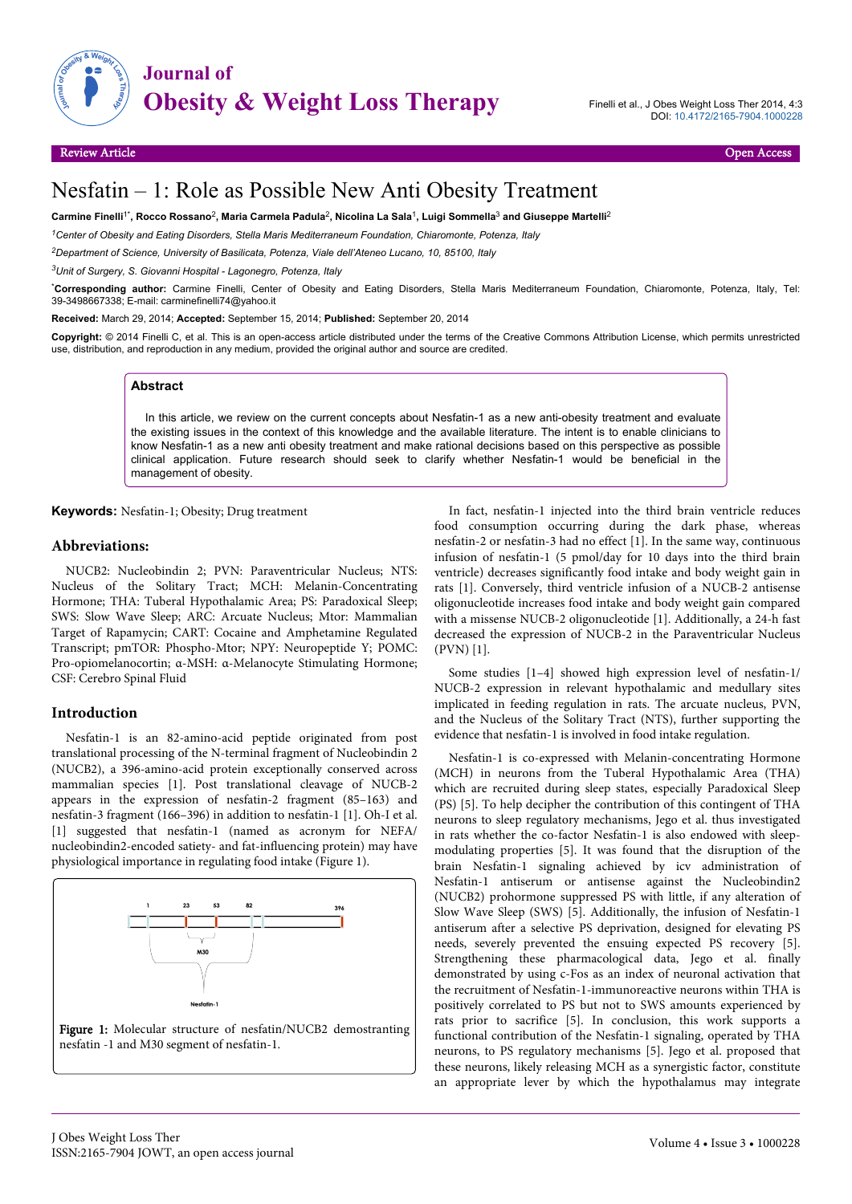# Nesfatin – 1: Role as Possible New Anti Obesity Treatment

**Carmine Finelli[1*], Rocco Rossano[2], Maria Carmela Padula[2], Nicolina La Sala[1], Luigi Sommella[3] and Giuseppe Martelli[2]**

[1]*Center of Obesity and Eating Disorders, Stella Maris Mediterraneum Foundation, Chiaromonte, Potenza, Italy*

[2]*Department of Science, University of Basilicata, Potenza, Viale dell'Ateneo Lucano, 10, 85100, Italy*

[3]*Unit of Surgery, S. Giovanni Hospital - Lagonegro, Potenza, Italy*

[*]**Corresponding author:** Carmine Finelli, Center of Obesity and Eating Disorders, Stella Maris Mediterraneum Foundation, Chiaromonte, Potenza, Italy, Tel: 39-3498667338; E-mail: carminefinelli74@yahoo.it

**Received:** March 29, 2014; **Accepted:** September 15, 2014; **Published:** September 20, 2014

**Copyright:** © 2014 Finelli C, et al. This is an open-access article distributed under the terms of the Creative Commons Attribution License, which permits unrestricted use, distribution, and reproduction in any medium, provided the original author and source are credited.

## Abstract

In this article, we review on the current concepts about Nesfatin-1 as a new anti-obesity treatment and evaluate the existing issues in the context of this knowledge and the available literature. The intent is to enable clinicians to know Nesfatin-1 as a new anti obesity treatment and make rational decisions based on this perspective as possible clinical application. Future research should seek to clarify whether Nesfatin-1 would be beneficial in the management of obesity.

**Keywords:** Nesfatin-1; Obesity; Drug treatment

## Abbreviations:

NUCB2: Nucleobindin 2; PVN: Paraventricular Nucleus; NTS: Nucleus of the Solitary Tract; MCH: Melanin-Concentrating Hormone; THA: Tuberal Hypothalamic Area; PS: Paradoxical Sleep; SWS: Slow Wave Sleep; ARC: Arcuate Nucleus; Mtor: Mammalian Target of Rapamycin; CART: Cocaine and Amphetamine Regulated Transcript; pmTOR: Phospho-Mtor; NPY: Neuropeptide Y; POMC: Pro-opiomelanocortin; α-MSH: α-Melanocyte Stimulating Hormone; CSF: Cerebro Spinal Fluid

## Introduction

Nesfatin-1 is an 82-amino-acid peptide originated from post translational processing of the N-terminal fragment of Nucleobindin 2 (NUCB2), a 396-amino-acid protein exceptionally conserved across mammalian species [1]. Post translational cleavage of NUCB-2 appears in the expression of nesfatin-2 fragment (85–163) and nesfatin-3 fragment (166–396) in addition to nesfatin-1 [1]. Oh-I et al. [1] suggested that nesfatin-1 (named as acronym for NEFA/nucleobindin2-encoded satiety- and fat-influencing protein) may have physiological importance in regulating food intake (Figure 1).

Figure 1: Molecular structure of nesfatin/NUCB2 demostranting nesfatin -1 and M30 segment of nesfatin-1.

In fact, nesfatin-1 injected into the third brain ventricle reduces food consumption occurring during the dark phase, whereas nesfatin-2 or nesfatin-3 had no effect [1]. In the same way, continuous infusion of nesfatin-1 (5 pmol/day for 10 days into the third brain ventricle) decreases significantly food intake and body weight gain in rats [1]. Conversely, third ventricle infusion of a NUCB-2 antisense oligonucleotide increases food intake and body weight gain compared with a missense NUCB-2 oligonucleotide [1]. Additionally, a 24-h fast decreased the expression of NUCB-2 in the Paraventricular Nucleus (PVN) [1].

Some studies [1–4] showed high expression level of nesfatin-1/NUCB-2 expression in relevant hypothalamic and medullary sites implicated in feeding regulation in rats. The arcuate nucleus, PVN, and the Nucleus of the Solitary Tract (NTS), further supporting the evidence that nesfatin-1 is involved in food intake regulation.

Nesfatin-1 is co-expressed with Melanin-concentrating Hormone (MCH) in neurons from the Tuberal Hypothalamic Area (THA) which are recruited during sleep states, especially Paradoxical Sleep (PS) [5]. To help decipher the contribution of this contingent of THA neurons to sleep regulatory mechanisms, Jego et al. thus investigated in rats whether the co-factor Nesfatin-1 is also endowed with sleep-modulating properties [5]. It was found that the disruption of the brain Nesfatin-1 signaling achieved by icv administration of Nesfatin-1 antiserum or antisense against the Nucleobindin2 (NUCB2) prohormone suppressed PS with little, if any alteration of Slow Wave Sleep (SWS) [5]. Additionally, the infusion of Nesfatin-1 antiserum after a selective PS deprivation, designed for elevating PS needs, severely prevented the ensuing expected PS recovery [5]. Strengthening these pharmacological data, Jego et al. finally demonstrated by using c-Fos as an index of neuronal activation that the recruitment of Nesfatin-1-immunoreactive neurons within THA is positively correlated to PS but not to SWS amounts experienced by rats prior to sacrifice [5]. In conclusion, this work supports a functional contribution of the Nesfatin-1 signaling, operated by THA neurons, to PS regulatory mechanisms [5]. Jego et al. proposed that these neurons, likely releasing MCH as a synergistic factor, constitute an appropriate lever by which the hypothalamus may integrate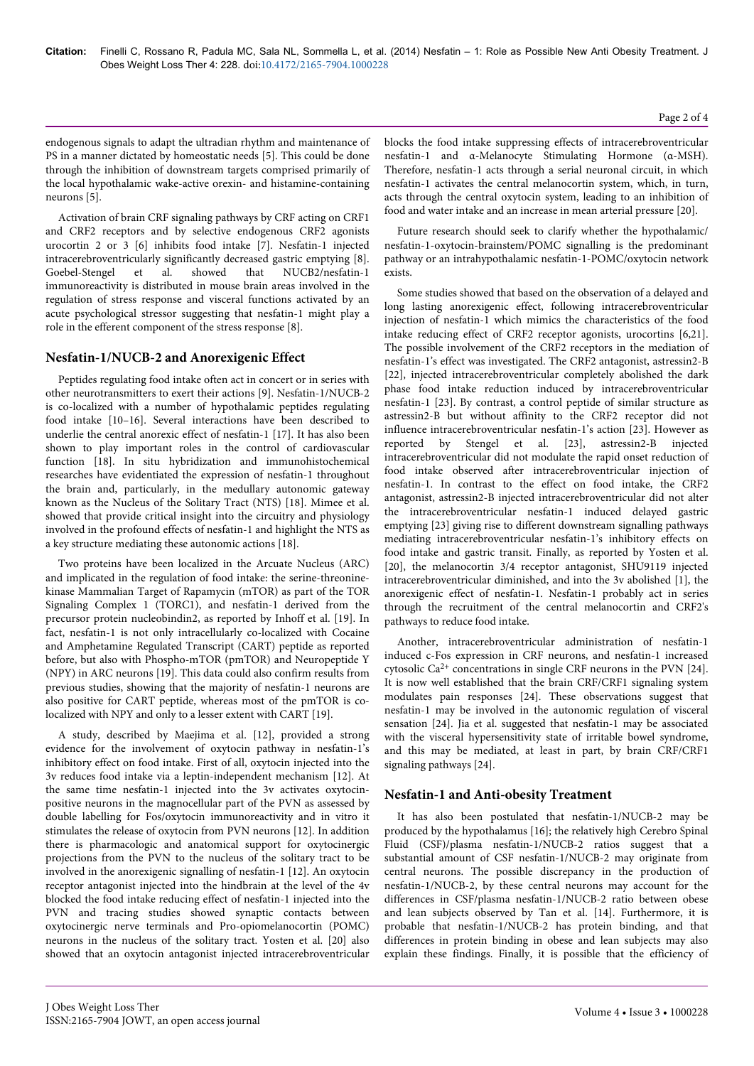endogenous signals to adapt the ultradian rhythm and maintenance of PS in a manner dictated by homeostatic needs [5]. This could be done through the inhibition of downstream targets comprised primarily of the local hypothalamic wake-active orexin- and histamine-containing neurons [5].

Activation of brain CRF signaling pathways by CRF acting on CRF1 and CRF2 receptors and by selective endogenous CRF2 agonists urocortin 2 or 3 [6] inhibits food intake [7]. Nesfatin-1 injected intracerebroventricularly significantly decreased gastric emptying [8]. Goebel-Stengel et al. showed that NUCB2/nesfatin-1 immunoreactivity is distributed in mouse brain areas involved in the regulation of stress response and visceral functions activated by an acute psychological stressor suggesting that nesfatin-1 might play a role in the efferent component of the stress response [8].

## Nesfatin-1/NUCB-2 and Anorexigenic Effect

Peptides regulating food intake often act in concert or in series with other neurotransmitters to exert their actions [9]. Nesfatin-1/NUCB-2 is co-localized with a number of hypothalamic peptides regulating food intake [10–16]. Several interactions have been described to underlie the central anorexic effect of nesfatin-1 [17]. It has also been shown to play important roles in the control of cardiovascular function [18]. In situ hybridization and immunohistochemical researches have evidentiated the expression of nesfatin-1 throughout the brain and, particularly, in the medullary autonomic gateway known as the Nucleus of the Solitary Tract (NTS) [18]. Mimee et al. showed that provide critical insight into the circuitry and physiology involved in the profound effects of nesfatin-1 and highlight the NTS as a key structure mediating these autonomic actions [18].

Two proteins have been localized in the Arcuate Nucleus (ARC) and implicated in the regulation of food intake: the serine-threonine-kinase Mammalian Target of Rapamycin (mTOR) as part of the TOR Signaling Complex 1 (TORC1), and nesfatin-1 derived from the precursor protein nucleobindin2, as reported by Inhoff et al. [19]. In fact, nesfatin-1 is not only intracellularly co-localized with Cocaine and Amphetamine Regulated Transcript (CART) peptide as reported before, but also with Phospho-mTOR (pmTOR) and Neuropeptide Y (NPY) in ARC neurons [19]. This data could also confirm results from previous studies, showing that the majority of nesfatin-1 neurons are also positive for CART peptide, whereas most of the pmTOR is co-localized with NPY and only to a lesser extent with CART [19].

A study, described by Maejima et al. [12], provided a strong evidence for the involvement of oxytocin pathway in nesfatin-1's inhibitory effect on food intake. First of all, oxytocin injected into the 3v reduces food intake via a leptin-independent mechanism [12]. At the same time nesfatin-1 injected into the 3v activates oxytocin-positive neurons in the magnocellular part of the PVN as assessed by double labelling for Fos/oxytocin immunoreactivity and in vitro it stimulates the release of oxytocin from PVN neurons [12]. In addition there is pharmacologic and anatomical support for oxytocinergic projections from the PVN to the nucleus of the solitary tract to be involved in the anorexigenic signalling of nesfatin-1 [12]. An oxytocin receptor antagonist injected into the hindbrain at the level of the 4v blocked the food intake reducing effect of nesfatin-1 injected into the PVN and tracing studies showed synaptic contacts between oxytocinergic nerve terminals and Pro-opiomelanocortin (POMC) neurons in the nucleus of the solitary tract. Yosten et al. [20] also showed that an oxytocin antagonist injected intracerebroventricular blocks the food intake suppressing effects of intracerebroventricular nesfatin-1 and α-Melanocyte Stimulating Hormone (α-MSH). Therefore, nesfatin-1 acts through a serial neuronal circuit, in which nesfatin-1 activates the central melanocortin system, which, in turn, acts through the central oxytocin system, leading to an inhibition of food and water intake and an increase in mean arterial pressure [20].

Future research should seek to clarify whether the hypothalamic/nesfatin-1-oxytocin-brainstem/POMC signalling is the predominant pathway or an intrahypothalamic nesfatin-1-POMC/oxytocin network exists.

Some studies showed that based on the observation of a delayed and long lasting anorexigenic effect, following intracerebroventricular injection of nesfatin-1 which mimics the characteristics of the food intake reducing effect of CRF2 receptor agonists, urocortins [6,21]. The possible involvement of the CRF2 receptors in the mediation of nesfatin-1's effect was investigated. The CRF2 antagonist, astressin2-B [22], injected intracerebroventricular completely abolished the dark phase food intake reduction induced by intracerebroventricular nesfatin-1 [23]. By contrast, a control peptide of similar structure as astressin2-B but without affinity to the CRF2 receptor did not influence intracerebroventricular nesfatin-1's action [23]. However as reported by Stengel et al. [23], astressin2-B injected intracerebroventricular did not modulate the rapid onset reduction of food intake observed after intracerebroventricular injection of nesfatin-1. In contrast to the effect on food intake, the CRF2 antagonist, astressin2-B injected intracerebroventricular did not alter the intracerebroventricular nesfatin-1 induced delayed gastric emptying [23] giving rise to different downstream signalling pathways mediating intracerebroventricular nesfatin-1's inhibitory effects on food intake and gastric transit. Finally, as reported by Yosten et al. [20], the melanocortin 3/4 receptor antagonist, SHU9119 injected intracerebroventricular diminished, and into the 3v abolished [1], the anorexigenic effect of nesfatin-1. Nesfatin-1 probably act in series through the recruitment of the central melanocortin and CRF2's pathways to reduce food intake.

Another, intracerebroventricular administration of nesfatin-1 induced c-Fos expression in CRF neurons, and nesfatin-1 increased cytosolic $Ca^{2+}$ concentrations in single CRF neurons in the PVN [24]. It is now well established that the brain CRF/CRF1 signaling system modulates pain responses [24]. These observations suggest that nesfatin-1 may be involved in the autonomic regulation of visceral sensation [24]. Jia et al. suggested that nesfatin-1 may be associated with the visceral hypersensitivity state of irritable bowel syndrome, and this may be mediated, at least in part, by brain CRF/CRF1 signaling pathways [24].

## Nesfatin-1 and Anti-obesity Treatment

It has also been postulated that nesfatin-1/NUCB-2 may be produced by the hypothalamus [16]; the relatively high Cerebro Spinal Fluid (CSF)/plasma nesfatin-1/NUCB-2 ratios suggest that a substantial amount of CSF nesfatin-1/NUCB-2 may originate from central neurons. The possible discrepancy in the production of nesfatin-1/NUCB-2, by these central neurons may account for the differences in CSF/plasma nesfatin-1/NUCB-2 ratio between obese and lean subjects observed by Tan et al. [14]. Furthermore, it is probable that nesfatin-1/NUCB-2 has protein binding, and that differences in protein binding in obese and lean subjects may also explain these findings. Finally, it is possible that the efficiency of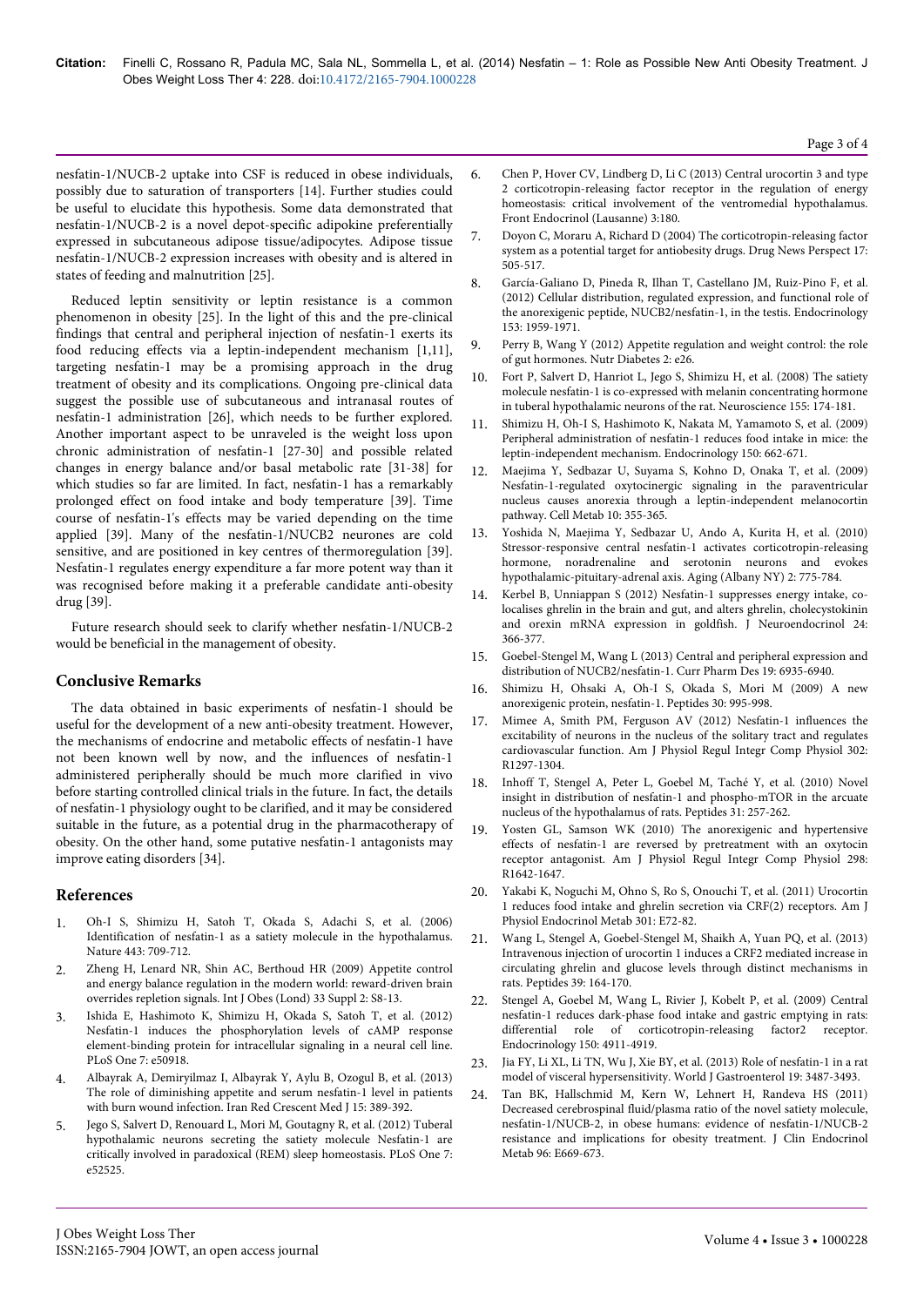nesfatin-1/NUCB-2 uptake into CSF is reduced in obese individuals, possibly due to saturation of transporters [14]. Further studies could be useful to elucidate this hypothesis. Some data demonstrated that nesfatin-1/NUCB-2 is a novel depot-specific adipokine preferentially expressed in subcutaneous adipose tissue/adipocytes. Adipose tissue nesfatin-1/NUCB-2 expression increases with obesity and is altered in states of feeding and malnutrition [25].

Reduced leptin sensitivity or leptin resistance is a common phenomenon in obesity [25]. In the light of this and the pre-clinical findings that central and peripheral injection of nesfatin-1 exerts its food reducing effects via a leptin-independent mechanism [1,11], targeting nesfatin-1 may be a promising approach in the drug treatment of obesity and its complications. Ongoing pre-clinical data suggest the possible use of subcutaneous and intranasal routes of nesfatin-1 administration [26], which needs to be further explored. Another important aspect to be unraveled is the weight loss upon chronic administration of nesfatin-1 [27-30] and possible related changes in energy balance and/or basal metabolic rate [31-38] for which studies so far are limited. In fact, nesfatin-1 has a remarkably prolonged effect on food intake and body temperature [39]. Time course of nesfatin-1's effects may be varied depending on the time applied [39]. Many of the nesfatin-1/NUCB2 neurones are cold sensitive, and are positioned in key centres of thermoregulation [39]. Nesfatin-1 regulates energy expenditure a far more potent way than it was recognised before making it a preferable candidate anti-obesity drug [39].

Future research should seek to clarify whether nesfatin-1/NUCB-2 would be beneficial in the management of obesity.

## Conclusive Remarks

The data obtained in basic experiments of nesfatin-1 should be useful for the development of a new anti-obesity treatment. However, the mechanisms of endocrine and metabolic effects of nesfatin-1 have not been known well by now, and the influences of nesfatin-1 administered peripherally should be much more clarified in vivo before starting controlled clinical trials in the future. In fact, the details of nesfatin-1 physiology ought to be clarified, and it may be considered suitable in the future, as a potential drug in the pharmacotherapy of obesity. On the other hand, some putative nesfatin-1 antagonists may improve eating disorders [34].

## References

1. Oh-I S, Shimizu H, Satoh T, Okada S, Adachi S, et al. (2006) Identification of nesfatin-1 as a satiety molecule in the hypothalamus. Nature 443: 709-712.
2. Zheng H, Lenard NR, Shin AC, Berthoud HR (2009) Appetite control and energy balance regulation in the modern world: reward-driven brain overrides repletion signals. Int J Obes (Lond) 33 Suppl 2: S8-13.
3. Ishida E, Hashimoto K, Shimizu H, Okada S, Satoh T, et al. (2012) Nesfatin-1 induces the phosphorylation levels of cAMP response element-binding protein for intracellular signaling in a neural cell line. PLoS One 7: e50918.
4. Albayrak A, Demiryilmaz I, Albayrak Y, Aylu B, Ozogul B, et al. (2013) The role of diminishing appetite and serum nesfatin-1 level in patients with burn wound infection. Iran Red Crescent Med J 15: 389-392.
5. Jego S, Salvert D, Renouard L, Mori M, Goutagny R, et al. (2012) Tuberal hypothalamic neurons secreting the satiety molecule Nesfatin-1 are critically involved in paradoxical (REM) sleep homeostasis. PLoS One 7: e52525.
6. Chen P, Hover CV, Lindberg D, Li C (2013) Central urocortin 3 and type 2 corticotropin-releasing factor receptor in the regulation of energy homeostasis: critical involvement of the ventromedial hypothalamus. Front Endocrinol (Lausanne) 3:180.
7. Doyon C, Moraru A, Richard D (2004) The corticotropin-releasing factor system as a potential target for antiobesity drugs. Drug News Perspect 17: 505-517.
8. García-Galiano D, Pineda R, Ilhan T, Castellano JM, Ruiz-Pino F, et al. (2012) Cellular distribution, regulated expression, and functional role of the anorexigenic peptide, NUCB2/nesfatin-1, in the testis. Endocrinology 153: 1959-1971.
9. Perry B, Wang Y (2012) Appetite regulation and weight control: the role of gut hormones. Nutr Diabetes 2: e26.
10. Fort P, Salvert D, Hanriot L, Jego S, Shimizu H, et al. (2008) The satiety molecule nesfatin-1 is co-expressed with melanin concentrating hormone in tuberal hypothalamic neurons of the rat. Neuroscience 155: 174-181.
11. Shimizu H, Oh-I S, Hashimoto K, Nakata M, Yamamoto S, et al. (2009) Peripheral administration of nesfatin-1 reduces food intake in mice: the leptin-independent mechanism. Endocrinology 150: 662-671.
12. Maejima Y, Sedbazar U, Suyama S, Kohno D, Onaka T, et al. (2009) Nesfatin-1-regulated oxytocinergic signaling in the paraventricular nucleus causes anorexia through a leptin-independent melanocortin pathway. Cell Metab 10: 355-365.
13. Yoshida N, Maejima Y, Sedbazar U, Ando A, Kurita H, et al. (2010) Stressor-responsive central nesfatin-1 activates corticotropin-releasing hormone, noradrenaline and serotonin neurons and evokes hypothalamic-pituitary-adrenal axis. Aging (Albany NY) 2: 775-784.
14. Kerbel B, Unniappan S (2012) Nesfatin-1 suppresses energy intake, co-localises ghrelin in the brain and gut, and alters ghrelin, cholecystokinin and orexin mRNA expression in goldfish. J Neuroendocrinol 24: 366-377.
15. Goebel-Stengel M, Wang L (2013) Central and peripheral expression and distribution of NUCB2/nesfatin-1. Curr Pharm Des 19: 6935-6940.
16. Shimizu H, Ohsaki A, Oh-I S, Okada S, Mori M (2009) A new anorexigenic protein, nesfatin-1. Peptides 30: 995-998.
17. Mimee A, Smith PM, Ferguson AV (2012) Nesfatin-1 influences the excitability of neurons in the nucleus of the solitary tract and regulates cardiovascular function. Am J Physiol Regul Integr Comp Physiol 302: R1297-1304.
18. Inhoff T, Stengel A, Peter L, Goebel M, Taché Y, et al. (2010) Novel insight in distribution of nesfatin-1 and phospho-mTOR in the arcuate nucleus of the hypothalamus of rats. Peptides 31: 257-262.
19. Yosten GL, Samson WK (2010) The anorexigenic and hypertensive effects of nesfatin-1 are reversed by pretreatment with an oxytocin receptor antagonist. Am J Physiol Regul Integr Comp Physiol 298: R1642-1647.
20. Yakabi K, Noguchi M, Ohno S, Ro S, Onouchi T, et al. (2011) Urocortin 1 reduces food intake and ghrelin secretion via CRF(2) receptors. Am J Physiol Endocrinol Metab 301: E72-82.
21. Wang L, Stengel A, Goebel-Stengel M, Shaikh A, Yuan PQ, et al. (2013) Intravenous injection of urocortin 1 induces a CRF2 mediated increase in circulating ghrelin and glucose levels through distinct mechanisms in rats. Peptides 39: 164-170.
22. Stengel A, Goebel M, Wang L, Rivier J, Kobelt P, et al. (2009) Central nesfatin-1 reduces dark-phase food intake and gastric emptying in rats: differential role of corticotropin-releasing factor2 receptor. Endocrinology 150: 4911-4919.
23. Jia FY, Li XL, Li TN, Wu J, Xie BY, et al. (2013) Role of nesfatin-1 in a rat model of visceral hypersensitivity. World J Gastroenterol 19: 3487-3493.
24. Tan BK, Hallschmid M, Kern W, Lehnert H, Randeva HS (2011) Decreased cerebrospinal fluid/plasma ratio of the novel satiety molecule, nesfatin-1/NUCB-2, in obese humans: evidence of nesfatin-1/NUCB-2 resistance and implications for obesity treatment. J Clin Endocrinol Metab 96: E669-673.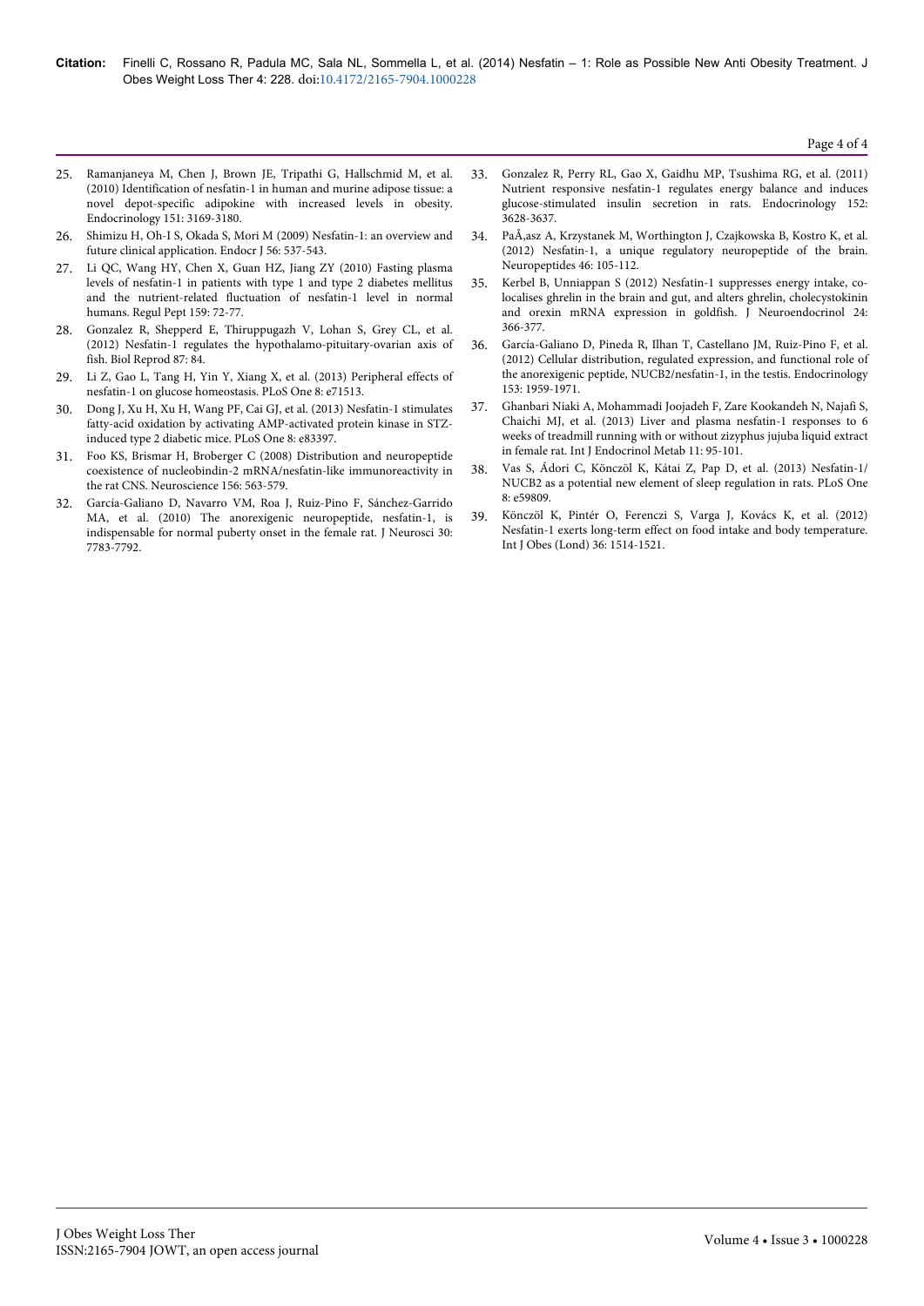25. Ramanjaneya M, Chen J, Brown JE, Tripathi G, Hallschmid M, et al. (2010) Identification of nesfatin-1 in human and murine adipose tissue: a novel depot-specific adipokine with increased levels in obesity. Endocrinology 151: 3169-3180.
26. Shimizu H, Oh-I S, Okada S, Mori M (2009) Nesfatin-1: an overview and future clinical application. Endocr J 56: 537-543.
27. Li QC, Wang HY, Chen X, Guan HZ, Jiang ZY (2010) Fasting plasma levels of nesfatin-1 in patients with type 1 and type 2 diabetes mellitus and the nutrient-related fluctuation of nesfatin-1 level in normal humans. Regul Pept 159: 72-77.
28. Gonzalez R, Shepperd E, Thiruppugazh V, Lohan S, Grey CL, et al. (2012) Nesfatin-1 regulates the hypothalamo-pituitary-ovarian axis of fish. Biol Reprod 87: 84.
29. Li Z, Gao L, Tang H, Yin Y, Xiang X, et al. (2013) Peripheral effects of nesfatin-1 on glucose homeostasis. PLoS One 8: e71513.
30. Dong J, Xu H, Xu H, Wang PF, Cai GJ, et al. (2013) Nesfatin-1 stimulates fatty-acid oxidation by activating AMP-activated protein kinase in STZ-induced type 2 diabetic mice. PLoS One 8: e83397.
31. Foo KS, Brismar H, Broberger C (2008) Distribution and neuropeptide coexistence of nucleobindin-2 mRNA/nesfatin-like immunoreactivity in the rat CNS. Neuroscience 156: 563-579.
32. García-Galiano D, Navarro VM, Roa J, Ruiz-Pino F, Sánchez-Garrido MA, et al. (2010) The anorexigenic neuropeptide, nesfatin-1, is indispensable for normal puberty onset in the female rat. J Neurosci 30: 7783-7792.
33. Gonzalez R, Perry RL, Gao X, Gaidhu MP, Tsushima RG, et al. (2011) Nutrient responsive nesfatin-1 regulates energy balance and induces glucose-stimulated insulin secretion in rats. Endocrinology 152: 3628-3637.
34. PaÅ‚asz A, Krzystanek M, Worthington J, Czajkowska B, Kostro K, et al. (2012) Nesfatin-1, a unique regulatory neuropeptide of the brain. Neuropeptides 46: 105-112.
35. Kerbel B, Unniappan S (2012) Nesfatin-1 suppresses energy intake, co-localises ghrelin in the brain and gut, and alters ghrelin, cholecystokinin and orexin mRNA expression in goldfish. J Neuroendocrinol 24: 366-377.
36. García-Galiano D, Pineda R, Ilhan T, Castellano JM, Ruiz-Pino F, et al. (2012) Cellular distribution, regulated expression, and functional role of the anorexigenic peptide, NUCB2/nesfatin-1, in the testis. Endocrinology 153: 1959-1971.
37. Ghanbari Niaki A, Mohammadi Joojadeh F, Zare Kookandeh N, Najafi S, Chaichi MJ, et al. (2013) Liver and plasma nesfatin-1 responses to 6 weeks of treadmill running with or without zizyphus jujuba liquid extract in female rat. Int J Endocrinol Metab 11: 95-101.
38. Vas S, Ádori C, Könczöl K, Kátai Z, Pap D, et al. (2013) Nesfatin-1/NUCB2 as a potential new element of sleep regulation in rats. PLoS One 8: e59809.
39. Könczöl K, Pintér O, Ferenczi S, Varga J, Kovács K, et al. (2012) Nesfatin-1 exerts long-term effect on food intake and body temperature. Int J Obes (Lond) 36: 1514-1521.